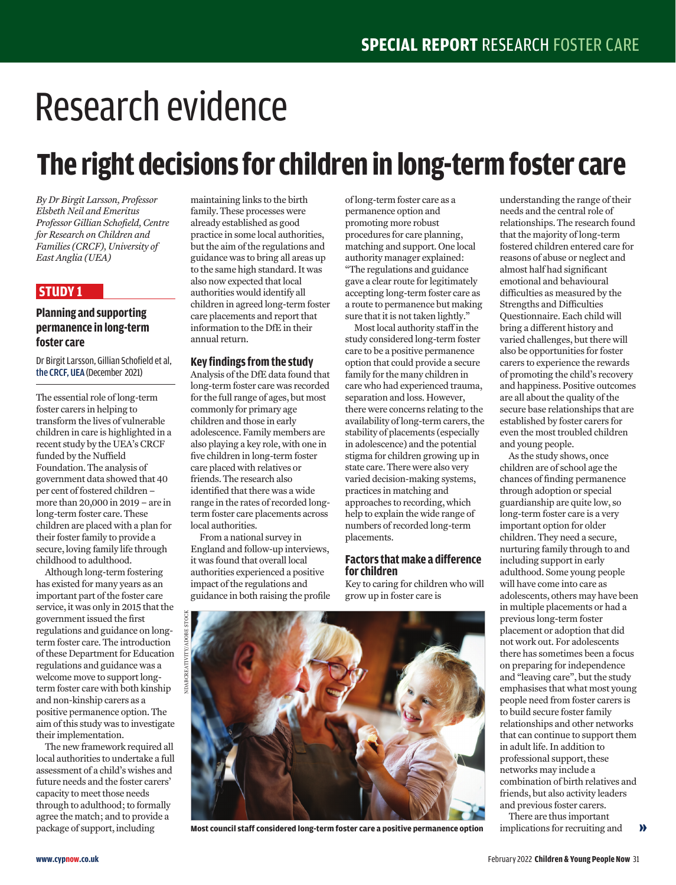# Research evidence

## The right decisions for children in long-term foster care

*By Dr Birgit Larsson, Professor Elsbeth Neil and Emeritus Professor Gillian Schofield, Centre for Research on Children and Families (CRCF), University of East Anglia (UEA)*

**STUDY 1**

### Planning and supporting permanence in long-term foster care

Dr Birgit Larsson, Gillian Schofield et al, the CRCF, UEA (December 2021)

The essential role of long-term foster carers in helping to transform the lives of vulnerable children in care is highlighted in a recent study by the UEA's CRCF funded by the Nuffield Foundation. The analysis of government data showed that 40 per cent of fostered children – more than 20,000 in 2019 – are in long-term foster care. These children are placed with a plan for their foster family to provide a secure, loving family life through childhood to adulthood.

Although long-term fostering has existed for many years as an important part of the foster care service, it was only in 2015 that the government issued the first regulations and guidance on long-term foster care. The introduction of these Department for Education regulations and guidance was a welcome move to support long-term foster care with both kinship and non-kinship carers as a positive permanence option. The aim of this study was to investigate their implementation.

The new framework required all local authorities to undertake a full assessment of a child's wishes and future needs and the foster carers' capacity to meet those needs through to adulthood; to formally agree the match; and to provide a package of support, including maintaining links to the birth family. These processes were already established as good practice in some local authorities, but the aim of the regulations and guidance was to bring all areas up to the same high standard. It was also now expected that local authorities would identify all children in agreed long-term foster care placements and report that information to the DfE in their annual return.

### Key findings from the study

Analysis of the DfE data found that long-term foster care was recorded for the full range of ages, but most commonly for primary age children and those in early adolescence. Family members are also playing a key role, with one in five children in long-term foster care placed with relatives or friends. The research also identified that there was a wide range in the rates of recorded long-term foster care placements across local authorities.

From a national survey in England and follow-up interviews, it was found that overall local authorities experienced a positive impact of the regulations and guidance in both raising the profile of long-term foster care as a permanence option and promoting more robust procedures for care planning, matching and support. One local authority manager explained: "The regulations and guidance gave a clear route for legitimately accepting long-term foster care as a route to permanence but making sure that it is not taken lightly."

Most local authority staff in the study considered long-term foster care to be a positive permanence option that could provide a secure family for the many children in care who had experienced trauma, separation and loss. However, there were concerns relating to the availability of long-term carers, the stability of placements (especially in adolescence) and the potential stigma for children growing up in state care. There were also very varied decision-making systems, practices in matching and approaches to recording, which help to explain the wide range of numbers of recorded long-term placements.

### Factors that make a difference for children

Key to caring for children who will grow up in foster care is understanding the range of their needs and the central role of relationships. The research found that the majority of long-term fostered children entered care for reasons of abuse or neglect and almost half had significant emotional and behavioural difficulties as measured by the Strengths and Difficulties Questionnaire. Each child will bring a different history and varied challenges, but there will also be opportunities for foster carers to experience the rewards of promoting the child's recovery and happiness. Positive outcomes are all about the quality of the secure base relationships that are established by foster carers for even the most troubled children and young people.

As the study shows, once children are of school age the chances of finding permanence through adoption or special guardianship are quite low, so long-term foster care is a very important option for older children. They need a secure, nurturing family through to and including support in early adulthood. Some young people will have come into care as adolescents, others may have been in multiple placements or had a previous long-term foster placement or adoption that did not work out. For adolescents there has sometimes been a focus on preparing for independence and "leaving care", but the study emphasises that what most young people need from foster carers is to build secure foster family relationships and other networks that can continue to support them in adult life. In addition to professional support, these networks may include a combination of birth relatives and friends, but also activity leaders and previous foster carers.

There are thus important implications for recruiting and

**Most council staff considered long-term foster care a positive permanence option**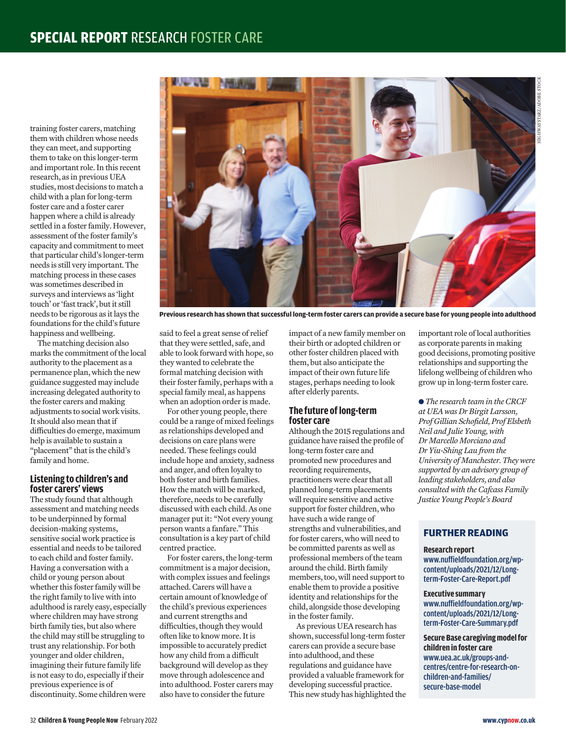training foster carers, matching them with children whose needs they can meet, and supporting them to take on this longer-term and important role. In this recent research, as in previous UEA studies, most decisions to match a child with a plan for long-term foster care and a foster carer happen where a child is already settled in a foster family. However, assessment of the foster family's capacity and commitment to meet that particular child's longer-term needs is still very important. The matching process in these cases was sometimes described in surveys and interviews as 'light touch' or 'fast track', but it still needs to be rigorous as it lays the foundations for the child's future happiness and wellbeing.

The matching decision also marks the commitment of the local authority to the placement as a permanence plan, which the new guidance suggested may include increasing delegated authority to the foster carers and making adjustments to social work visits. It should also mean that if difficulties do emerge, maximum help is available to sustain a "placement" that is the child's family and home.

## Listening to children's and foster carers' views

The study found that although assessment and matching needs to be underpinned by formal decision-making systems, sensitive social work practice is essential and needs to be tailored to each child and foster family. Having a conversation with a child or young person about whether this foster family will be the right family to live with into adulthood is rarely easy, especially where children may have strong birth family ties, but also where the child may still be struggling to trust any relationship. For both younger and older children, imagining their future family life is not easy to do, especially if their previous experience is of discontinuity. Some children were said to feel a great sense of relief that they were settled, safe, and able to look forward with hope, so they wanted to celebrate the formal matching decision with their foster family, perhaps with a special family meal, as happens when an adoption order is made.

For other young people, there could be a range of mixed feelings as relationships developed and decisions on care plans were needed. These feelings could include hope and anxiety, sadness and anger, and often loyalty to both foster and birth families. How the match will be marked, therefore, needs to be carefully discussed with each child. As one manager put it: "Not every young person wants a fanfare." This consultation is a key part of child centred practice.

For foster carers, the long-term commitment is a major decision, with complex issues and feelings attached. Carers will have a certain amount of knowledge of the child's previous experiences and current strengths and difficulties, though they would often like to know more. It is impossible to accurately predict how any child from a difficult background will develop as they move through adolescence and into adulthood. Foster carers may also have to consider the future impact of a new family member on their birth or adopted children or other foster children placed with them, but also anticipate the impact of their own future life stages, perhaps needing to look after elderly parents.

Previous research has shown that successful long-term foster carers can provide a secure base for young people into adulthood

## The future of long-term foster care

Although the 2015 regulations and guidance have raised the profile of long-term foster care and promoted new procedures and recording requirements, practitioners were clear that all planned long-term placements will require sensitive and active support for foster children, who have such a wide range of strengths and vulnerabilities, and for foster carers, who will need to be committed parents as well as professional members of the team around the child. Birth family members, too, will need support to enable them to provide a positive identity and relationships for the child, alongside those developing in the foster family.

As previous UEA research has shown, successful long-term foster carers can provide a secure base into adulthood, and these regulations and guidance have provided a valuable framework for developing successful practice. This new study has highlighted the important role of local authorities as corporate parents in making good decisions, promoting positive relationships and supporting the lifelong wellbeing of children who grow up in long-term foster care.

● *The research team in the CRCF at UEA was Dr Birgit Larsson, Prof Gillian Schofield, Prof Elsbeth Neil and Julie Young, with Dr Marcello Morciano and Dr Yiu-Shing Lau from the University of Manchester. They were supported by an advisory group of leading stakeholders, and also consulted with the Cafcass Family Justice Young People's Board*

## FURTHER READING

**Research report**
www.nuffieldfoundation.org/wp-content/uploads/2021/12/Long-term-Foster-Care-Report.pdf

**Executive summary**
www.nuffieldfoundation.org/wp-content/uploads/2021/12/Long-term-Foster-Care-Summary.pdf

**Secure Base caregiving model for children in foster care**
www.uea.ac.uk/groups-and-centres/centre-for-research-on-children-and-families/secure-base-model